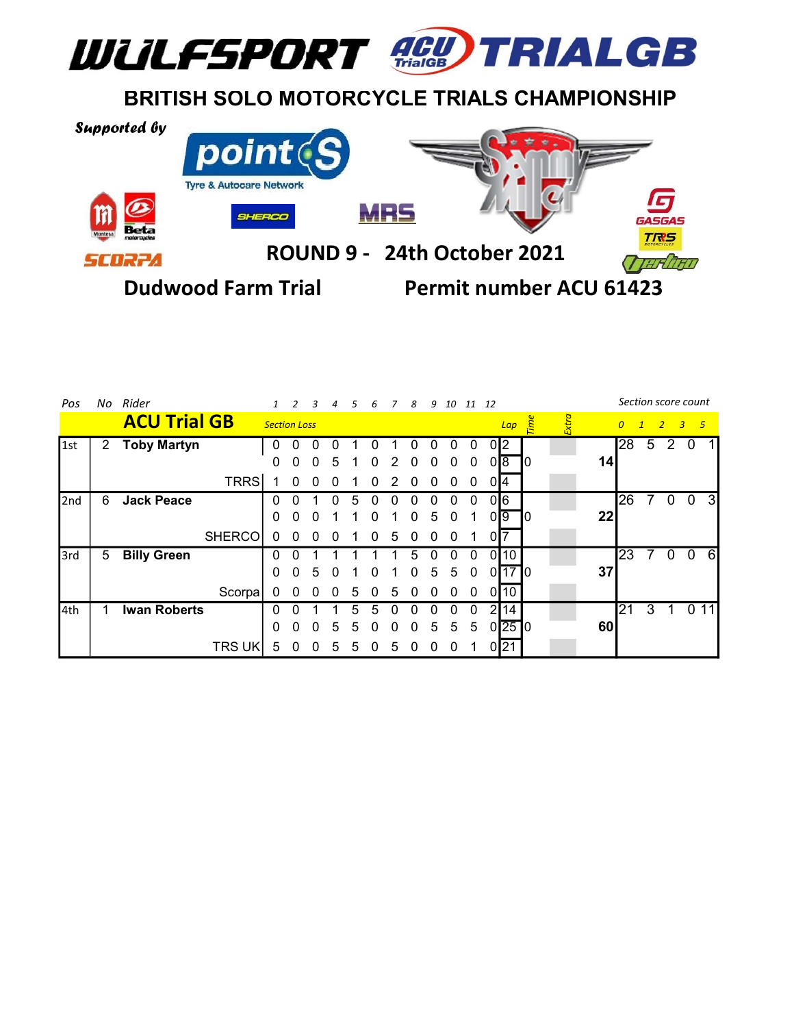# WULFSPORT ACU TRIALGB

## BRITISH SOLO MOTORCYCLE TRIALS CHAMPIONSHIP

Supported by

point S Tyre & Autocare Network

Montesa Beta SHERCO MRS Sammy Miller GASGAS TRRS SCORPA Vertigo

## ROUND 9 - 24th October 2021

## Dudwood Farm Trial Permit number ACU 61423

| Pos | No | Rider | 1 | 2 | 3 | 4 | 5 | 6 | 7 | 8 | 9 | 10 | 11 | 12 | Lap | Time | Extra | Total | 0 | 1 | 2 | 3 | 5 |
|---|---|---|---|---|---|---|---|---|---|---|---|---|---|---|---|---|---|---|---|---|---|---|---|
| | | **ACU Trial GB** | *Section Loss* | | | | | | | | | | | | | | | | *Section score count* | | | | |
| 1st | 2 | **Toby Martyn** | 0 | 0 | 0 | 0 | 1 | 0 | 1 | 0 | 0 | 0 | 0 | 0 | 2 | | | | 28 | 5 | 2 | 0 | 1 |
| | | | 0 | 0 | 0 | 5 | 1 | 0 | 2 | 0 | 0 | 0 | 0 | 0 | 8 | 0 | | 14 | | | | | |
| | | TRRS | 1 | 0 | 0 | 0 | 1 | 0 | 2 | 0 | 0 | 0 | 0 | 0 | 4 | | | | | | | | |
| 2nd | 6 | **Jack Peace** | 0 | 0 | 1 | 0 | 5 | 0 | 0 | 0 | 0 | 0 | 0 | 0 | 6 | | | | 26 | 7 | 0 | 0 | 3 |
| | | | 0 | 0 | 0 | 1 | 1 | 0 | 1 | 0 | 5 | 0 | 1 | 0 | 9 | 0 | | 22 | | | | | |
| | | SHERCO | 0 | 0 | 0 | 0 | 1 | 0 | 5 | 0 | 0 | 0 | 1 | 0 | 7 | | | | | | | | |
| 3rd | 5 | **Billy Green** | 0 | 0 | 1 | 1 | 1 | 1 | 1 | 5 | 0 | 0 | 0 | 0 | 10 | | | | 23 | 7 | 0 | 0 | 6 |
| | | | 0 | 0 | 5 | 0 | 1 | 0 | 1 | 0 | 5 | 5 | 0 | 0 | 17 | 0 | | 37 | | | | | |
| | | Scorpa | 0 | 0 | 0 | 0 | 5 | 0 | 5 | 0 | 0 | 0 | 0 | 0 | 10 | | | | | | | | |
| 4th | 1 | **Iwan Roberts** | 0 | 0 | 1 | 1 | 5 | 5 | 0 | 0 | 0 | 0 | 0 | 2 | 14 | | | | 21 | 3 | 1 | 0 | 11 |
| | | | 0 | 0 | 0 | 5 | 5 | 0 | 0 | 0 | 5 | 5 | 5 | 0 | 25 | 0 | | 60 | | | | | |
| | | TRS UK | 5 | 0 | 0 | 5 | 5 | 0 | 5 | 0 | 0 | 0 | 1 | 0 | 21 | | | | | | | | |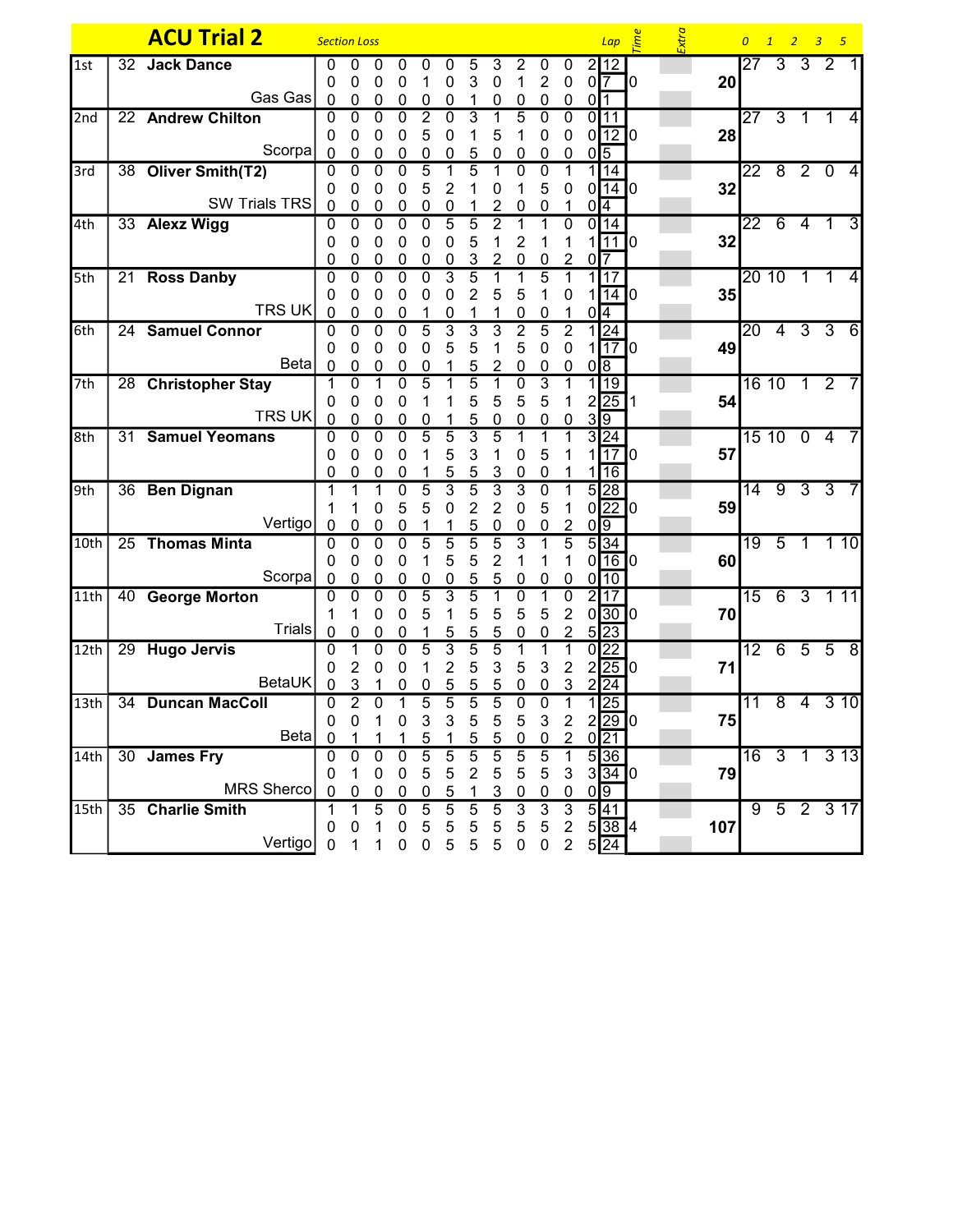# ACU Trial 2

| Pos | No | Rider / Machine | Section Loss | | | | | | | | | | | | Lap | Time | Extra | Total | 0 | 1 | 2 | 3 | 5 |
|---|---|---|---|---|---|---|---|---|---|---|---|---|---|---|---|---|---|---|---|---|---|---|---|
| 1st | 32 | Jack Dance | 0 | 0 | 0 | 0 | 0 | 0 | 5 | 3 | 2 | 0 | 0 | 2 | 12 | | | | 27 | 3 | 3 | 2 | 1 |
| | | | 0 | 0 | 0 | 0 | 1 | 0 | 3 | 0 | 1 | 2 | 0 | 0 | 7 | 0 | | 20 | | | | | |
| | | Gas Gas | 0 | 0 | 0 | 0 | 0 | 0 | 1 | 0 | 0 | 0 | 0 | 0 | 1 | | | | | | | | |
| 2nd | 22 | Andrew Chilton | 0 | 0 | 0 | 0 | 2 | 0 | 3 | 1 | 5 | 0 | 0 | 0 | 11 | | | | 27 | 3 | 1 | 1 | 4 |
| | | | 0 | 0 | 0 | 0 | 5 | 0 | 1 | 5 | 1 | 0 | 0 | 0 | 12 | 0 | | 28 | | | | | |
| | | Scorpa | 0 | 0 | 0 | 0 | 0 | 0 | 5 | 0 | 0 | 0 | 0 | 0 | 5 | | | | | | | | |
| 3rd | 38 | Oliver Smith(T2) | 0 | 0 | 0 | 0 | 5 | 1 | 5 | 1 | 0 | 0 | 1 | 1 | 14 | | | | 22 | 8 | 2 | 0 | 4 |
| | | | 0 | 0 | 0 | 0 | 5 | 2 | 1 | 0 | 1 | 5 | 0 | 0 | 14 | 0 | | 32 | | | | | |
| | | SW Trials TRS | 0 | 0 | 0 | 0 | 0 | 0 | 1 | 2 | 0 | 0 | 1 | 0 | 4 | | | | | | | | |
| 4th | 33 | Alexz Wigg | 0 | 0 | 0 | 0 | 0 | 5 | 5 | 2 | 1 | 1 | 0 | 0 | 14 | | | | 22 | 6 | 4 | 1 | 3 |
| | | | 0 | 0 | 0 | 0 | 0 | 0 | 5 | 1 | 2 | 1 | 1 | 1 | 11 | 0 | | 32 | | | | | |
| | | | 0 | 0 | 0 | 0 | 0 | 0 | 3 | 2 | 0 | 0 | 2 | 0 | 7 | | | | | | | | |
| 5th | 21 | Ross Danby | 0 | 0 | 0 | 0 | 0 | 3 | 5 | 1 | 1 | 5 | 1 | 1 | 17 | | | | 20 | 10 | 1 | 1 | 4 |
| | | | 0 | 0 | 0 | 0 | 0 | 0 | 2 | 5 | 5 | 1 | 0 | 1 | 14 | 0 | | 35 | | | | | |
| | | TRS UK | 0 | 0 | 0 | 0 | 1 | 0 | 1 | 1 | 0 | 0 | 1 | 0 | 4 | | | | | | | | |
| 6th | 24 | Samuel Connor | 0 | 0 | 0 | 0 | 5 | 3 | 3 | 3 | 2 | 5 | 2 | 1 | 24 | | | | 20 | 4 | 3 | 3 | 6 |
| | | | 0 | 0 | 0 | 0 | 0 | 5 | 5 | 1 | 5 | 0 | 0 | 1 | 17 | 0 | | 49 | | | | | |
| | | Beta | 0 | 0 | 0 | 0 | 0 | 1 | 5 | 2 | 0 | 0 | 0 | 0 | 8 | | | | | | | | |
| 7th | 28 | Christopher Stay | 1 | 0 | 1 | 0 | 5 | 1 | 5 | 1 | 0 | 3 | 1 | 1 | 19 | | | | 16 | 10 | 1 | 2 | 7 |
| | | | 0 | 0 | 0 | 0 | 1 | 1 | 5 | 5 | 5 | 5 | 1 | 2 | 25 | 1 | | 54 | | | | | |
| | | TRS UK | 0 | 0 | 0 | 0 | 0 | 1 | 5 | 0 | 0 | 0 | 0 | 3 | 9 | | | | | | | | |
| 8th | 31 | Samuel Yeomans | 0 | 0 | 0 | 0 | 5 | 5 | 3 | 5 | 1 | 1 | 1 | 3 | 24 | | | | 15 | 10 | 0 | 4 | 7 |
| | | | 0 | 0 | 0 | 0 | 1 | 5 | 3 | 1 | 0 | 5 | 1 | 1 | 17 | 0 | | 57 | | | | | |
| | | | 0 | 0 | 0 | 0 | 1 | 5 | 5 | 3 | 0 | 0 | 1 | 1 | 16 | | | | | | | | |
| 9th | 36 | Ben Dignan | 1 | 1 | 1 | 0 | 5 | 3 | 5 | 3 | 3 | 0 | 1 | 5 | 28 | | | | 14 | 9 | 3 | 3 | 7 |
| | | | 1 | 1 | 0 | 5 | 5 | 0 | 2 | 2 | 0 | 5 | 1 | 0 | 22 | 0 | | 59 | | | | | |
| | | Vertigo | 0 | 0 | 0 | 0 | 1 | 1 | 5 | 0 | 0 | 0 | 2 | 0 | 9 | | | | | | | | |
| 10th | 25 | Thomas Minta | 0 | 0 | 0 | 0 | 5 | 5 | 5 | 5 | 3 | 1 | 5 | 5 | 34 | | | | 19 | 5 | 1 | 1 | 10 |
| | | | 0 | 0 | 0 | 0 | 1 | 5 | 5 | 2 | 1 | 1 | 1 | 0 | 16 | 0 | | 60 | | | | | |
| | | Scorpa | 0 | 0 | 0 | 0 | 0 | 0 | 5 | 5 | 0 | 0 | 0 | 0 | 10 | | | | | | | | |
| 11th | 40 | George Morton | 0 | 0 | 0 | 0 | 5 | 3 | 5 | 1 | 0 | 1 | 0 | 2 | 17 | | | | 15 | 6 | 3 | 1 | 11 |
| | | | 1 | 1 | 0 | 0 | 5 | 1 | 5 | 5 | 5 | 5 | 2 | 0 | 30 | 0 | | 70 | | | | | |
| | | Trials | 0 | 0 | 0 | 0 | 1 | 5 | 5 | 5 | 0 | 0 | 2 | 5 | 23 | | | | | | | | |
| 12th | 29 | Hugo Jervis | 0 | 1 | 0 | 0 | 5 | 3 | 5 | 5 | 1 | 1 | 1 | 0 | 22 | | | | 12 | 6 | 5 | 5 | 8 |
| | | | 0 | 2 | 0 | 0 | 1 | 2 | 5 | 3 | 5 | 3 | 2 | 2 | 25 | 0 | | 71 | | | | | |
| | | BetaUK | 0 | 3 | 1 | 0 | 0 | 5 | 5 | 5 | 0 | 0 | 3 | 2 | 24 | | | | | | | | |
| 13th | 34 | Duncan MacColl | 0 | 2 | 0 | 1 | 5 | 5 | 5 | 5 | 0 | 0 | 1 | 1 | 25 | | | | 11 | 8 | 4 | 3 | 10 |
| | | | 0 | 0 | 1 | 0 | 3 | 3 | 5 | 5 | 5 | 3 | 2 | 2 | 29 | 0 | | 75 | | | | | |
| | | Beta | 0 | 1 | 1 | 1 | 5 | 1 | 5 | 5 | 0 | 0 | 2 | 0 | 21 | | | | | | | | |
| 14th | 30 | James Fry | 0 | 0 | 0 | 0 | 5 | 5 | 5 | 5 | 5 | 5 | 1 | 5 | 36 | | | | 16 | 3 | 1 | 3 | 13 |
| | | | 0 | 1 | 0 | 0 | 5 | 5 | 2 | 5 | 5 | 5 | 3 | 3 | 34 | 0 | | 79 | | | | | |
| | | MRS Sherco | 0 | 0 | 0 | 0 | 0 | 5 | 1 | 3 | 0 | 0 | 0 | 0 | 9 | | | | | | | | |
| 15th | 35 | Charlie Smith | 1 | 1 | 5 | 0 | 5 | 5 | 5 | 5 | 3 | 3 | 3 | 5 | 41 | | | | 9 | 5 | 2 | 3 | 17 |
| | | | 0 | 0 | 1 | 0 | 5 | 5 | 5 | 5 | 5 | 5 | 2 | 5 | 38 | 4 | | 107 | | | | | |
| | | Vertigo | 0 | 1 | 1 | 0 | 0 | 5 | 5 | 5 | 0 | 0 | 2 | 5 | 24 | | | | | | | | |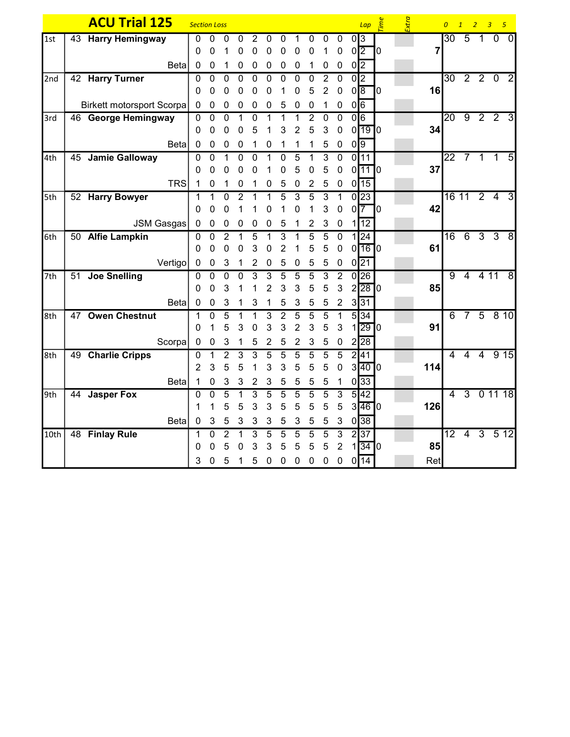# ACU Trial 125

| Pos | No | Rider / Machine | *Section Loss* | | | | | | | | | | | | *Lap* | *Time* | *Extra* | Total | *0* | *1* | *2* | *3* | *5* |
|---|---|---|---|---|---|---|---|---|---|---|---|---|---|---|---|---|---|---|---|---|---|---|---|
| 1st | 43 | **Harry Hemingway** | 0 | 0 | 0 | 0 | 2 | 0 | 0 | 1 | 0 | 0 | 0 | 0 | 3 | | | | 30 | 5 | 1 | 0 | 0 |
| | | | 0 | 0 | 1 | 0 | 0 | 0 | 0 | 0 | 0 | 1 | 0 | 0 | 2 | 0 | | **7** | | | | | |
| | | Beta | 0 | 0 | 1 | 0 | 0 | 0 | 0 | 0 | 1 | 0 | 0 | 0 | 2 | | | | | | | | |
| 2nd | 42 | **Harry Turner** | 0 | 0 | 0 | 0 | 0 | 0 | 0 | 0 | 0 | 2 | 0 | 0 | 2 | | | | 30 | 2 | 2 | 0 | 2 |
| | | | 0 | 0 | 0 | 0 | 0 | 0 | 1 | 0 | 5 | 2 | 0 | 0 | 8 | 0 | | **16** | | | | | |
| | | Birkett motorsport Scorpa | 0 | 0 | 0 | 0 | 0 | 0 | 5 | 0 | 0 | 1 | 0 | 0 | 6 | | | | | | | | |
| 3rd | 46 | **George Hemingway** | 0 | 0 | 0 | 1 | 0 | 1 | 1 | 1 | 2 | 0 | 0 | 0 | 6 | | | | 20 | 9 | 2 | 2 | 3 |
| | | | 0 | 0 | 0 | 0 | 5 | 1 | 3 | 2 | 5 | 3 | 0 | 0 | 19 | 0 | | **34** | | | | | |
| | | Beta | 0 | 0 | 0 | 0 | 1 | 0 | 1 | 1 | 1 | 5 | 0 | 0 | 9 | | | | | | | | |
| 4th | 45 | **Jamie Galloway** | 0 | 0 | 1 | 0 | 0 | 1 | 0 | 5 | 1 | 3 | 0 | 0 | 11 | | | | 22 | 7 | 1 | 1 | 5 |
| | | | 0 | 0 | 0 | 0 | 0 | 1 | 0 | 5 | 0 | 5 | 0 | 0 | 11 | 0 | | **37** | | | | | |
| | | TRS | 1 | 0 | 1 | 0 | 1 | 0 | 5 | 0 | 2 | 5 | 0 | 0 | 15 | | | | | | | | |
| 5th | 52 | **Harry Bowyer** | 1 | 1 | 0 | 2 | 1 | 1 | 5 | 3 | 5 | 3 | 1 | 0 | 23 | | | | 16 | 11 | 2 | 4 | 3 |
| | | | 0 | 0 | 0 | 1 | 1 | 0 | 1 | 0 | 1 | 3 | 0 | 0 | 7 | 0 | | **42** | | | | | |
| | | JSM Gasgas | 0 | 0 | 0 | 0 | 0 | 0 | 5 | 1 | 2 | 3 | 0 | 1 | 12 | | | | | | | | |
| 6th | 50 | **Alfie Lampkin** | 0 | 0 | 2 | 1 | 5 | 1 | 3 | 1 | 5 | 5 | 0 | 1 | 24 | | | | 16 | 6 | 3 | 3 | 8 |
| | | | 0 | 0 | 0 | 0 | 3 | 0 | 2 | 1 | 5 | 5 | 0 | 0 | 16 | 0 | | **61** | | | | | |
| | | Vertigo | 0 | 0 | 3 | 1 | 2 | 0 | 5 | 0 | 5 | 5 | 0 | 0 | 21 | | | | | | | | |
| 7th | 51 | **Joe Snelling** | 0 | 0 | 0 | 0 | 3 | 3 | 5 | 5 | 5 | 3 | 2 | 0 | 26 | | | | 9 | 4 | 4 | 11 | 8 |
| | | | 0 | 0 | 3 | 1 | 1 | 2 | 3 | 3 | 5 | 5 | 3 | 2 | 28 | 0 | | **85** | | | | | |
| | | Beta | 0 | 0 | 3 | 1 | 3 | 1 | 5 | 3 | 5 | 5 | 2 | 3 | 31 | | | | | | | | |
| 8th | 47 | **Owen Chestnut** | 1 | 0 | 5 | 1 | 1 | 3 | 2 | 5 | 5 | 5 | 1 | 5 | 34 | | | | 6 | 7 | 5 | 8 | 10 |
| | | | 0 | 1 | 5 | 3 | 0 | 3 | 3 | 2 | 3 | 5 | 3 | 1 | 29 | 0 | | **91** | | | | | |
| | | Scorpa | 0 | 0 | 3 | 1 | 5 | 2 | 5 | 2 | 3 | 5 | 0 | 2 | 28 | | | | | | | | |
| 8th | 49 | **Charlie Cripps** | 0 | 1 | 2 | 3 | 3 | 5 | 5 | 5 | 5 | 5 | 5 | 2 | 41 | | | | 4 | 4 | 4 | 9 | 15 |
| | | | 2 | 3 | 5 | 5 | 1 | 3 | 3 | 5 | 5 | 5 | 0 | 3 | 40 | 0 | | **114** | | | | | |
| | | Beta | 1 | 0 | 3 | 3 | 2 | 3 | 5 | 5 | 5 | 5 | 1 | 0 | 33 | | | | | | | | |
| 9th | 44 | **Jasper Fox** | 0 | 0 | 5 | 1 | 3 | 5 | 5 | 5 | 5 | 5 | 3 | 5 | 42 | | | | 4 | 3 | 0 | 11 | 18 |
| | | | 1 | 1 | 5 | 5 | 3 | 3 | 5 | 5 | 5 | 5 | 5 | 3 | 46 | 0 | | **126** | | | | | |
| | | Beta | 0 | 3 | 5 | 3 | 3 | 3 | 5 | 3 | 5 | 5 | 3 | 0 | 38 | | | | | | | | |
| 10th | 48 | **Finlay Rule** | 1 | 0 | 2 | 1 | 3 | 5 | 5 | 5 | 5 | 5 | 3 | 2 | 37 | | | | 12 | 4 | 3 | 5 | 12 |
| | | | 0 | 0 | 5 | 0 | 3 | 3 | 5 | 5 | 5 | 5 | 2 | 1 | 34 | 0 | | **85** | | | | | |
| | | | 3 | 0 | 5 | 1 | 5 | 0 | 0 | 0 | 0 | 0 | 0 | 0 | 14 | | | Ret | | | | | |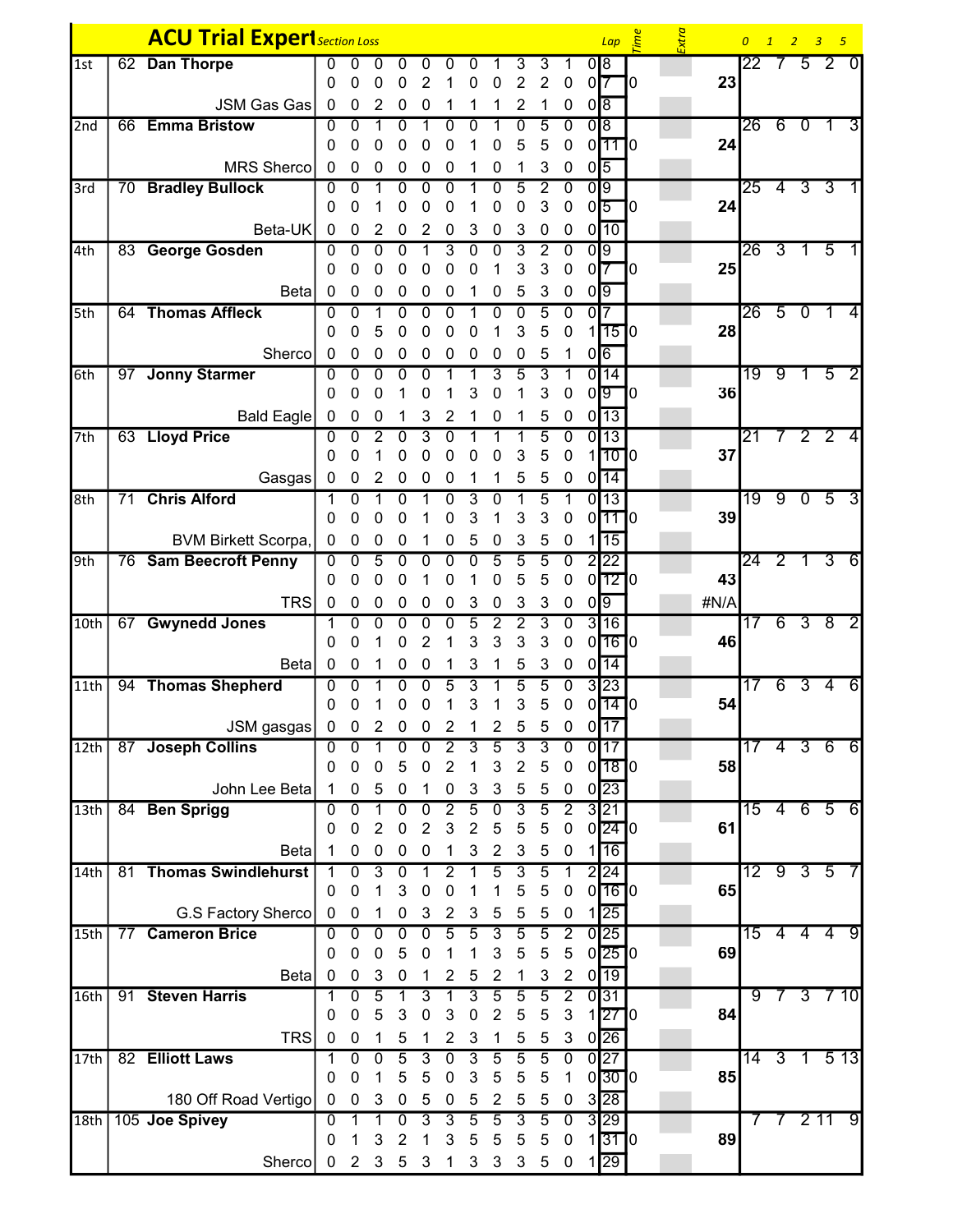| ACU Trial Expert | | Section Loss | | | | | | | | | | | | Lap | Time | Extra | | 0 | 1 | 2 | 3 | 5 |
|---|---|---|---|---|---|---|---|---|---|---|---|---|---|---|---|---|---|---|---|---|---|---|
| 1st | 62 Dan Thorpe | 0 | 0 | 0 | 0 | 0 | 0 | 0 | 1 | 3 | 3 | 1 | 0 | 8 | | | | 22 | 7 | 5 | 2 | 0 |
| | | 0 | 0 | 0 | 0 | 2 | 1 | 0 | 0 | 2 | 2 | 0 | 0 | 7 | 0 | | 23 | | | | | |
| | JSM Gas Gas | 0 | 0 | 2 | 0 | 0 | 1 | 1 | 1 | 2 | 1 | 0 | 0 | 8 | | | | | | | | |
| 2nd | 66 Emma Bristow | 0 | 0 | 1 | 0 | 1 | 0 | 0 | 1 | 0 | 5 | 0 | 0 | 8 | | | | 26 | 6 | 0 | 1 | 3 |
| | | 0 | 0 | 0 | 0 | 0 | 0 | 1 | 0 | 5 | 5 | 0 | 0 | 11 | 0 | | 24 | | | | | |
| | MRS Sherco | 0 | 0 | 0 | 0 | 0 | 0 | 1 | 0 | 1 | 3 | 0 | 0 | 5 | | | | | | | | |
| 3rd | 70 Bradley Bullock | 0 | 0 | 1 | 0 | 0 | 0 | 1 | 0 | 5 | 2 | 0 | 0 | 9 | | | | 25 | 4 | 3 | 3 | 1 |
| | | 0 | 0 | 1 | 0 | 0 | 0 | 1 | 0 | 0 | 3 | 0 | 0 | 5 | 0 | | 24 | | | | | |
| | Beta-UK | 0 | 0 | 2 | 0 | 2 | 0 | 3 | 0 | 3 | 0 | 0 | 0 | 10 | | | | | | | | |
| 4th | 83 George Gosden | 0 | 0 | 0 | 0 | 1 | 3 | 0 | 0 | 3 | 2 | 0 | 0 | 9 | | | | 26 | 3 | 1 | 5 | 1 |
| | | 0 | 0 | 0 | 0 | 0 | 0 | 0 | 1 | 3 | 3 | 0 | 0 | 7 | 0 | | 25 | | | | | |
| | Beta | 0 | 0 | 0 | 0 | 0 | 0 | 1 | 0 | 5 | 3 | 0 | 0 | 9 | | | | | | | | |
| 5th | 64 Thomas Affleck | 0 | 0 | 1 | 0 | 0 | 0 | 1 | 0 | 0 | 5 | 0 | 0 | 7 | | | | 26 | 5 | 0 | 1 | 4 |
| | | 0 | 0 | 5 | 0 | 0 | 0 | 0 | 1 | 3 | 5 | 0 | 1 | 15 | 0 | | 28 | | | | | |
| | Sherco | 0 | 0 | 0 | 0 | 0 | 0 | 0 | 0 | 0 | 5 | 1 | 0 | 6 | | | | | | | | |
| 6th | 97 Jonny Starmer | 0 | 0 | 0 | 0 | 0 | 1 | 1 | 3 | 5 | 3 | 1 | 0 | 14 | | | | 19 | 9 | 1 | 5 | 2 |
| | | 0 | 0 | 0 | 1 | 0 | 1 | 3 | 0 | 1 | 3 | 0 | 0 | 9 | 0 | | 36 | | | | | |
| | Bald Eagle | 0 | 0 | 0 | 1 | 3 | 2 | 1 | 0 | 1 | 5 | 0 | 0 | 13 | | | | | | | | |
| 7th | 63 Lloyd Price | 0 | 0 | 2 | 0 | 3 | 0 | 1 | 1 | 1 | 5 | 0 | 0 | 13 | | | | 21 | 7 | 2 | 2 | 4 |
| | | 0 | 0 | 1 | 0 | 0 | 0 | 0 | 0 | 3 | 5 | 0 | 1 | 10 | 0 | | 37 | | | | | |
| | Gasgas | 0 | 0 | 2 | 0 | 0 | 0 | 1 | 1 | 5 | 5 | 0 | 0 | 14 | | | | | | | | |
| 8th | 71 Chris Alford | 1 | 0 | 1 | 0 | 1 | 0 | 3 | 0 | 1 | 5 | 1 | 0 | 13 | | | | 19 | 9 | 0 | 5 | 3 |
| | | 0 | 0 | 0 | 0 | 1 | 0 | 3 | 1 | 3 | 3 | 0 | 0 | 11 | 0 | | 39 | | | | | |
| | BVM Birkett Scorpa, | 0 | 0 | 0 | 0 | 1 | 0 | 5 | 0 | 3 | 5 | 0 | 1 | 15 | | | | | | | | |
| 9th | 76 Sam Beecroft Penny | 0 | 0 | 5 | 0 | 0 | 0 | 0 | 5 | 5 | 5 | 0 | 2 | 22 | | | | 24 | 2 | 1 | 3 | 6 |
| | | 0 | 0 | 0 | 0 | 1 | 0 | 1 | 0 | 5 | 5 | 0 | 0 | 12 | 0 | | 43 | | | | | |
| | TRS | 0 | 0 | 0 | 0 | 0 | 0 | 3 | 0 | 3 | 3 | 0 | 0 | 9 | | | #N/A | | | | | |
| 10th | 67 Gwynedd Jones | 1 | 0 | 0 | 0 | 0 | 0 | 5 | 2 | 2 | 3 | 0 | 3 | 16 | | | | 17 | 6 | 3 | 8 | 2 |
| | | 0 | 0 | 1 | 0 | 2 | 1 | 3 | 3 | 3 | 3 | 0 | 0 | 16 | 0 | | 46 | | | | | |
| | Beta | 0 | 0 | 1 | 0 | 0 | 1 | 3 | 1 | 5 | 3 | 0 | 0 | 14 | | | | | | | | |
| 11th | 94 Thomas Shepherd | 0 | 0 | 1 | 0 | 0 | 5 | 3 | 1 | 5 | 5 | 0 | 3 | 23 | | | | 17 | 6 | 3 | 4 | 6 |
| | | 0 | 0 | 1 | 0 | 0 | 1 | 3 | 1 | 3 | 5 | 0 | 0 | 14 | 0 | | 54 | | | | | |
| | JSM gasgas | 0 | 0 | 2 | 0 | 0 | 2 | 1 | 2 | 5 | 5 | 0 | 0 | 17 | | | | | | | | |
| 12th | 87 Joseph Collins | 0 | 0 | 1 | 0 | 0 | 2 | 3 | 5 | 3 | 3 | 0 | 0 | 17 | | | | 17 | 4 | 3 | 6 | 6 |
| | | 0 | 0 | 0 | 5 | 0 | 2 | 1 | 3 | 2 | 5 | 0 | 0 | 18 | 0 | | 58 | | | | | |
| | John Lee Beta | 1 | 0 | 5 | 0 | 1 | 0 | 3 | 3 | 5 | 5 | 0 | 0 | 23 | | | | | | | | |
| 13th | 84 Ben Sprigg | 0 | 0 | 1 | 0 | 0 | 2 | 5 | 0 | 3 | 5 | 2 | 3 | 21 | | | | 15 | 4 | 6 | 5 | 6 |
| | | 0 | 0 | 2 | 0 | 2 | 3 | 2 | 5 | 5 | 5 | 0 | 0 | 24 | 0 | | 61 | | | | | |
| | Beta | 1 | 0 | 0 | 0 | 0 | 1 | 3 | 2 | 3 | 5 | 0 | 1 | 16 | | | | | | | | |
| 14th | 81 Thomas Swindlehurst | 1 | 0 | 3 | 0 | 1 | 2 | 1 | 5 | 3 | 5 | 1 | 2 | 24 | | | | 12 | 9 | 3 | 5 | 7 |
| | | 0 | 0 | 1 | 3 | 0 | 0 | 1 | 1 | 5 | 5 | 0 | 0 | 16 | 0 | | 65 | | | | | |
| | G.S Factory Sherco | 0 | 0 | 1 | 0 | 3 | 2 | 3 | 5 | 5 | 5 | 0 | 1 | 25 | | | | | | | | |
| 15th | 77 Cameron Brice | 0 | 0 | 0 | 0 | 0 | 5 | 5 | 3 | 5 | 5 | 2 | 0 | 25 | | | | 15 | 4 | 4 | 4 | 9 |
| | | 0 | 0 | 0 | 5 | 0 | 1 | 1 | 3 | 5 | 5 | 5 | 0 | 25 | 0 | | 69 | | | | | |
| | Beta | 0 | 0 | 3 | 0 | 1 | 2 | 5 | 2 | 1 | 3 | 2 | 0 | 19 | | | | | | | | |
| 16th | 91 Steven Harris | 1 | 0 | 5 | 1 | 3 | 1 | 3 | 5 | 5 | 5 | 2 | 0 | 31 | | | | 9 | 7 | 3 | 7 | 10 |
| | | 0 | 0 | 5 | 3 | 0 | 3 | 0 | 2 | 5 | 5 | 3 | 1 | 27 | 0 | | 84 | | | | | |
| | TRS | 0 | 0 | 1 | 5 | 1 | 2 | 3 | 1 | 5 | 5 | 3 | 0 | 26 | | | | | | | | |
| 17th | 82 Elliott Laws | 1 | 0 | 0 | 5 | 3 | 0 | 3 | 5 | 5 | 5 | 0 | 0 | 27 | | | | 14 | 3 | 1 | 5 | 13 |
| | | 0 | 0 | 1 | 5 | 5 | 0 | 3 | 5 | 5 | 5 | 1 | 0 | 30 | 0 | | 85 | | | | | |
| | 180 Off Road Vertigo | 0 | 0 | 3 | 0 | 5 | 0 | 5 | 2 | 5 | 5 | 0 | 3 | 28 | | | | | | | | |
| 18th | 105 Joe Spivey | 0 | 1 | 1 | 0 | 3 | 3 | 5 | 5 | 3 | 5 | 0 | 3 | 29 | | | | 7 | 7 | 2 | 11 | 9 |
| | | 0 | 1 | 3 | 2 | 1 | 3 | 5 | 5 | 5 | 5 | 0 | 1 | 31 | 0 | | 89 | | | | | |
| | Sherco | 0 | 2 | 3 | 5 | 3 | 1 | 3 | 3 | 3 | 5 | 0 | 1 | 29 | | | | | | | | |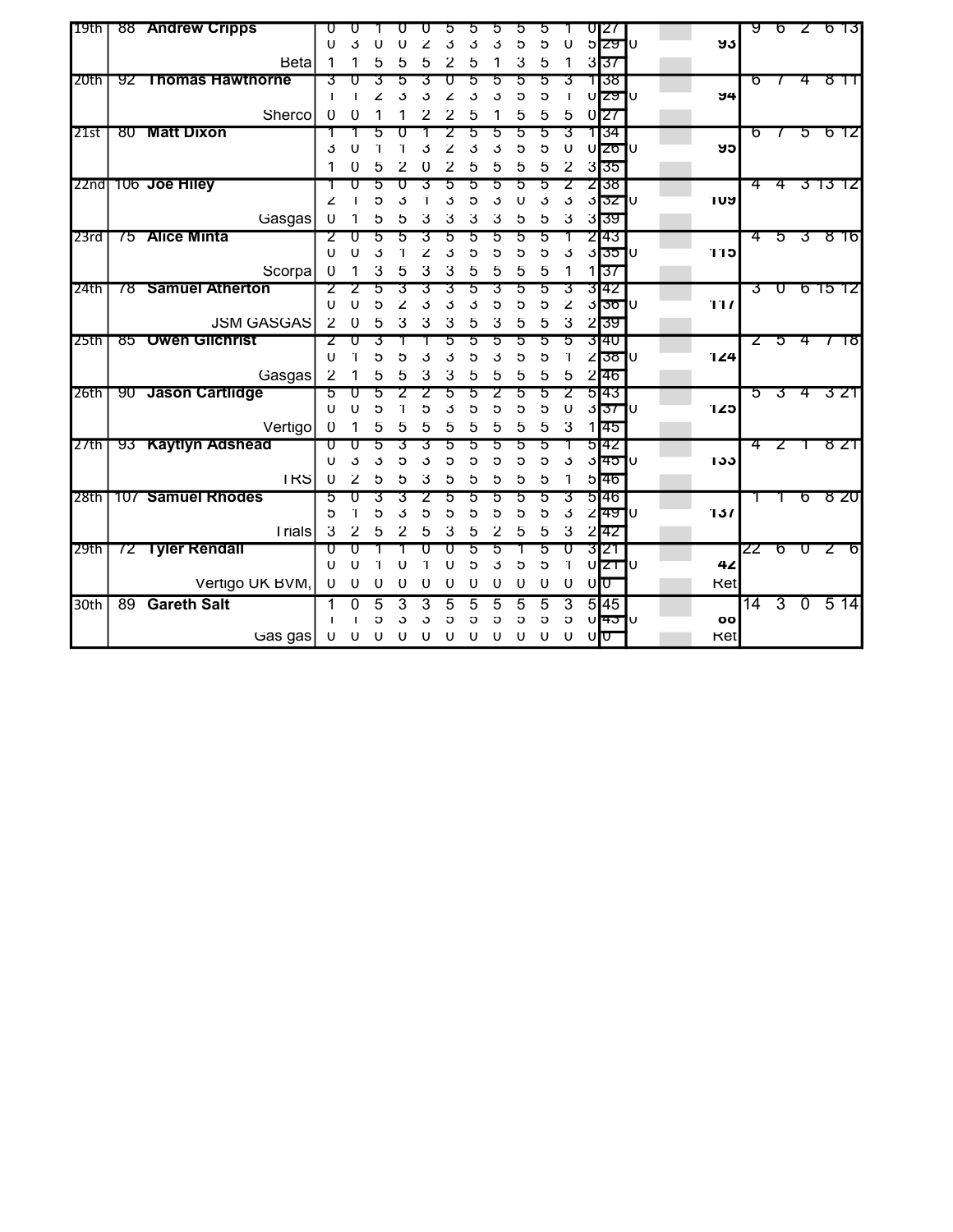| Pos | No | Rider / Machine | S1 | S2 | S3 | S4 | S5 | S6 | S7 | S8 | S9 | S10 | S11 | S12 | Lap | | | Total | | | | | |
|---|---|---|---|---|---|---|---|---|---|---|---|---|---|---|---|---|---|---|---|---|---|---|---|
| 19th | 88 | **Andrew Cripps** | 0 | 0 | 1 | 0 | 0 | 5 | 5 | 5 | 5 | 5 | 1 | 0 | 27 | | | | 9 | 6 | 2 | 6 | 13 |
| | | | 0 | 3 | 0 | 0 | 2 | 3 | 3 | 3 | 5 | 5 | 0 | 5 | 29 | 0 | | **93** | | | | | |
| | | Beta | 1 | 1 | 5 | 5 | 5 | 2 | 5 | 1 | 3 | 5 | 1 | 3 | 37 | | | | | | | | |
| 20th | 92 | **Thomas Hawthorne** | 3 | 0 | 3 | 5 | 3 | 0 | 5 | 5 | 5 | 5 | 3 | 1 | 38 | | | | 6 | 7 | 4 | 8 | 11 |
| | | | 1 | 1 | 2 | 3 | 3 | 2 | 3 | 3 | 5 | 5 | 1 | 0 | 29 | 0 | | **94** | | | | | |
| | | Sherco | 0 | 0 | 1 | 1 | 2 | 2 | 5 | 1 | 5 | 5 | 5 | 0 | 27 | | | | | | | | |
| 21st | 80 | **Matt Dixon** | 1 | 1 | 5 | 0 | 1 | 2 | 5 | 5 | 5 | 5 | 3 | 1 | 34 | | | | 6 | 7 | 5 | 6 | 12 |
| | | | 3 | 0 | 1 | 1 | 3 | 2 | 3 | 3 | 5 | 5 | 0 | 0 | 26 | 0 | | **95** | | | | | |
| | | | 1 | 0 | 5 | 2 | 0 | 2 | 5 | 5 | 5 | 5 | 2 | 3 | 35 | | | | | | | | |
| 22nd | 106 | **Joe Hiley** | 1 | 0 | 5 | 0 | 3 | 5 | 5 | 5 | 5 | 5 | 2 | 2 | 38 | | | | 4 | 4 | 3 | 13 | 12 |
| | | | 2 | 1 | 5 | 3 | 1 | 3 | 5 | 3 | 0 | 3 | 3 | 3 | 32 | 0 | | **109** | | | | | |
| | | Gasgas | 0 | 1 | 5 | 5 | 3 | 3 | 3 | 3 | 5 | 5 | 3 | 3 | 39 | | | | | | | | |
| 23rd | 75 | **Alice Minta** | 2 | 0 | 5 | 5 | 3 | 5 | 5 | 5 | 5 | 5 | 1 | 2 | 43 | | | | 4 | 5 | 3 | 8 | 16 |
| | | | 0 | 0 | 3 | 1 | 2 | 3 | 5 | 5 | 5 | 5 | 3 | 3 | 35 | 0 | | **115** | | | | | |
| | | Scorpa | 0 | 1 | 3 | 5 | 3 | 3 | 5 | 5 | 5 | 5 | 1 | 1 | 37 | | | | | | | | |
| 24th | 78 | **Samuel Atherton** | 2 | 2 | 5 | 3 | 3 | 3 | 5 | 3 | 5 | 5 | 3 | 3 | 42 | | | | 3 | 0 | 6 | 15 | 12 |
| | | | 0 | 0 | 5 | 2 | 3 | 3 | 3 | 5 | 5 | 5 | 2 | 3 | 36 | 0 | | **117** | | | | | |
| | | JSM GASGAS | 2 | 0 | 5 | 3 | 3 | 3 | 5 | 3 | 5 | 5 | 3 | 2 | 39 | | | | | | | | |
| 25th | 85 | **Owen Gilchrist** | 2 | 0 | 3 | 1 | 1 | 5 | 5 | 5 | 5 | 5 | 5 | 3 | 40 | | | | 2 | 5 | 4 | 7 | 18 |
| | | | 0 | 1 | 5 | 5 | 3 | 3 | 5 | 3 | 5 | 5 | 1 | 2 | 38 | 0 | | **124** | | | | | |
| | | Gasgas | 2 | 1 | 5 | 5 | 3 | 3 | 5 | 5 | 5 | 5 | 5 | 2 | 46 | | | | | | | | |
| 26th | 90 | **Jason Cartlidge** | 5 | 0 | 5 | 2 | 2 | 5 | 5 | 2 | 5 | 5 | 2 | 5 | 43 | | | | 5 | 3 | 4 | 3 | 21 |
| | | | 0 | 0 | 5 | 1 | 5 | 3 | 5 | 5 | 5 | 5 | 0 | 3 | 37 | 0 | | **125** | | | | | |
| | | Vertigo | 0 | 1 | 5 | 5 | 5 | 5 | 5 | 5 | 5 | 5 | 3 | 1 | 45 | | | | | | | | |
| 27th | 93 | **Kaytlyn Adshead** | 0 | 0 | 5 | 3 | 3 | 5 | 5 | 5 | 5 | 5 | 1 | 5 | 42 | | | | 4 | 2 | 1 | 8 | 21 |
| | | | 0 | 3 | 3 | 5 | 3 | 5 | 5 | 5 | 5 | 5 | 3 | 3 | 45 | 0 | | **133** | | | | | |
| | | TRS | 0 | 2 | 5 | 5 | 3 | 5 | 5 | 5 | 5 | 5 | 1 | 5 | 46 | | | | | | | | |
| 28th | 107 | **Samuel Rhodes** | 5 | 0 | 3 | 3 | 2 | 5 | 5 | 5 | 5 | 5 | 3 | 5 | 46 | | | | 1 | 1 | 6 | 8 | 20 |
| | | | 5 | 1 | 5 | 3 | 5 | 5 | 5 | 5 | 5 | 5 | 3 | 2 | 49 | 0 | | **137** | | | | | |
| | | Trials | 3 | 2 | 5 | 2 | 5 | 3 | 5 | 2 | 5 | 5 | 3 | 2 | 42 | | | | | | | | |
| 29th | 72 | **Tyler Rendall** | 0 | 0 | 1 | 1 | 0 | 0 | 5 | 5 | 1 | 5 | 0 | 3 | 21 | | | | 22 | 6 | 0 | 2 | 6 |
| | | | 0 | 0 | 1 | 0 | 1 | 0 | 5 | 3 | 5 | 5 | 1 | 0 | 21 | 0 | | **42** | | | | | |
| | | Vertigo UK BVM, | 0 | 0 | 0 | 0 | 0 | 0 | 0 | 0 | 0 | 0 | 0 | 0 | 0 | | | Ret | | | | | |
| 30th | 89 | **Gareth Salt** | 1 | 0 | 5 | 3 | 3 | 5 | 5 | 5 | 5 | 5 | 3 | 5 | 45 | | | | 14 | 3 | 0 | 5 | 14 |
| | | | 1 | 1 | 5 | 5 | 5 | 5 | 5 | 5 | 5 | 5 | 5 | 0 | 43 | 0 | | **88** | | | | | |
| | | Gas gas | 0 | 0 | 0 | 0 | 0 | 0 | 0 | 0 | 0 | 0 | 0 | 0 | 0 | | | Ret | | | | | |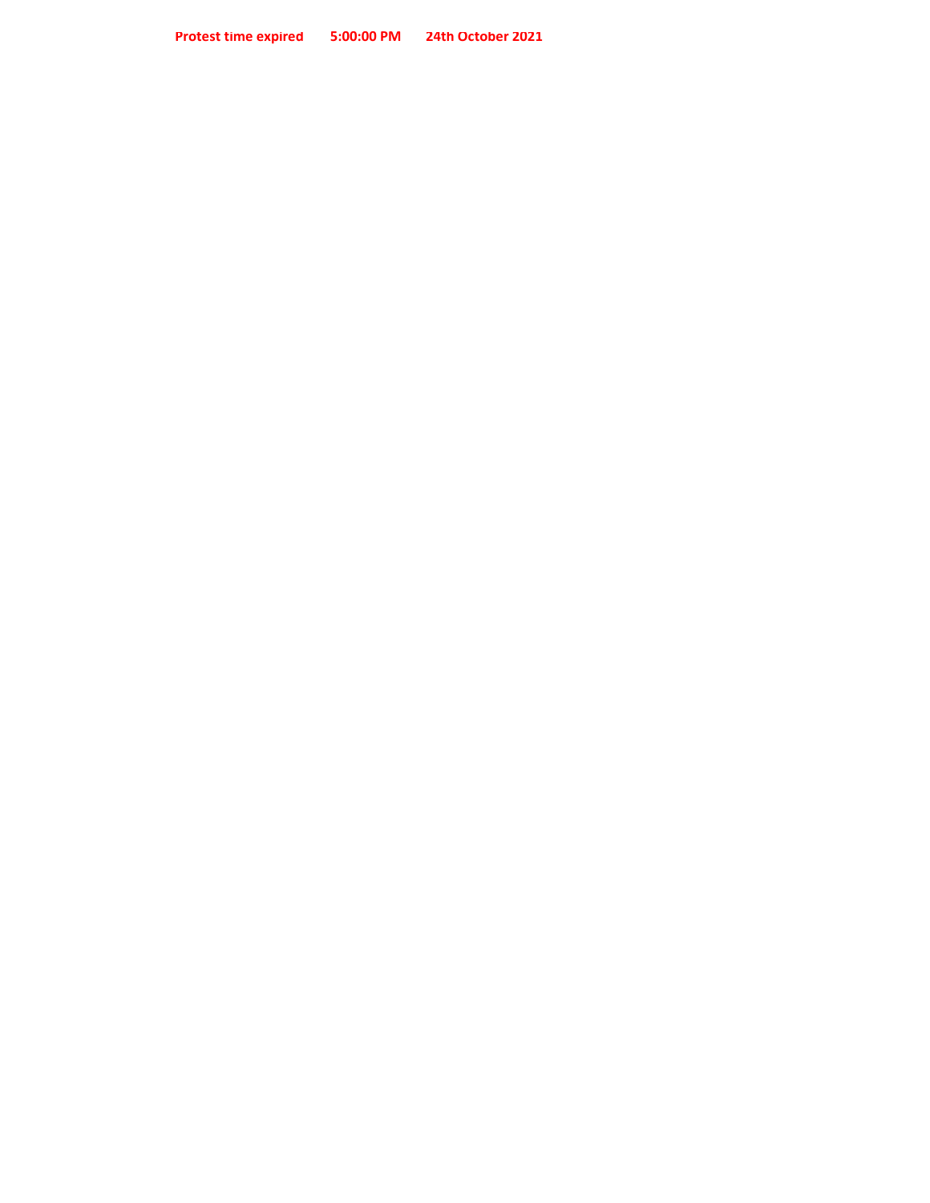**Protest time expired 5:00:00 PM 24th October 2021**